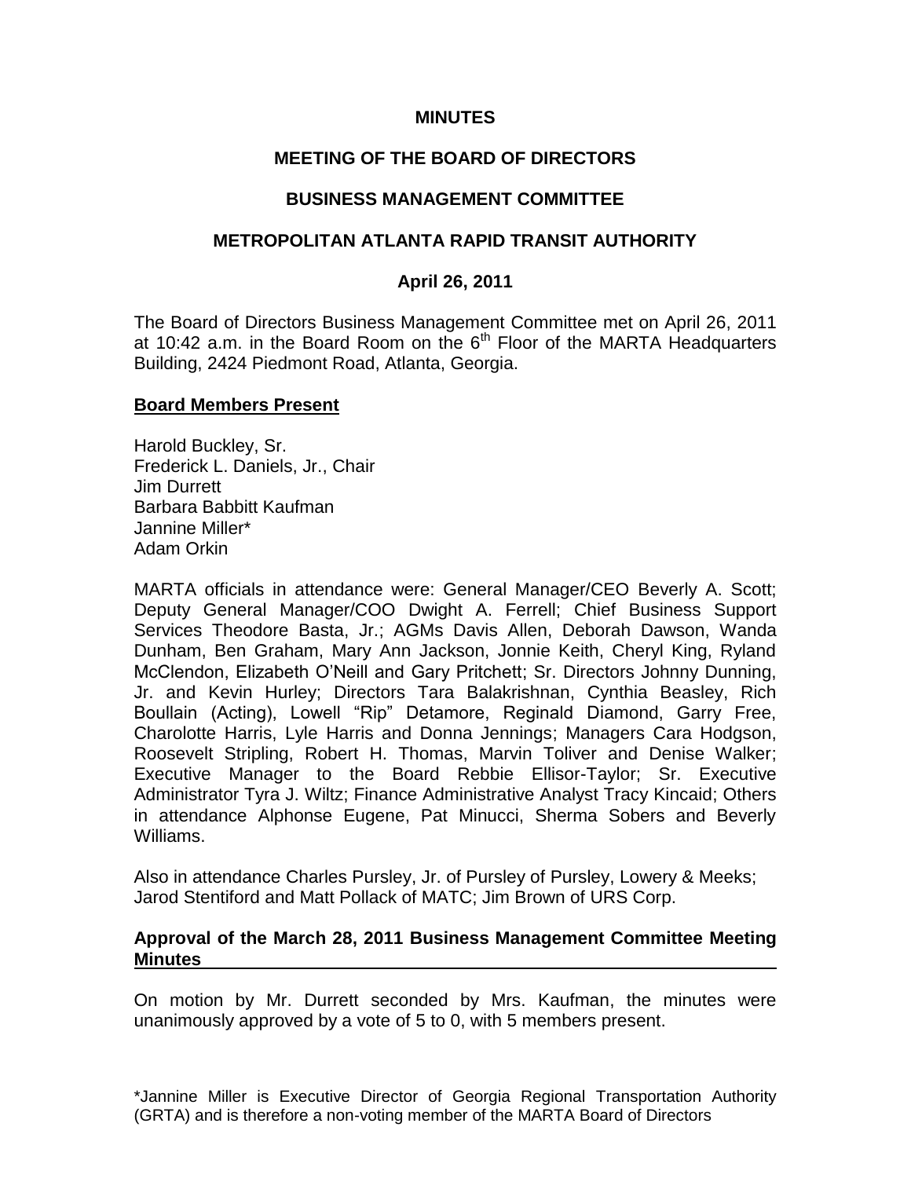# MINUTES

## MEETING OF THE BOARD OF DIRECTORS

## BUSINESS MANAGEMENT COMMITTEE

## METROPOLITAN ATLANTA RAPID TRANSIT AUTHORITY

### April 26, 2011

The Board of Directors Business Management Committee met on April 26, 2011 at 10:42 a.m. in the Board Room on the 6th Floor of the MARTA Headquarters Building, 2424 Piedmont Road, Atlanta, Georgia.

**Board Members Present**

Harold Buckley, Sr.
Frederick L. Daniels, Jr., Chair
Jim Durrett
Barbara Babbitt Kaufman
Jannine Miller*
Adam Orkin

MARTA officials in attendance were: General Manager/CEO Beverly A. Scott; Deputy General Manager/COO Dwight A. Ferrell; Chief Business Support Services Theodore Basta, Jr.; AGMs Davis Allen, Deborah Dawson, Wanda Dunham, Ben Graham, Mary Ann Jackson, Jonnie Keith, Cheryl King, Ryland McClendon, Elizabeth O'Neill and Gary Pritchett; Sr. Directors Johnny Dunning, Jr. and Kevin Hurley; Directors Tara Balakrishnan, Cynthia Beasley, Rich Boullain (Acting), Lowell "Rip" Detamore, Reginald Diamond, Garry Free, Charolotte Harris, Lyle Harris and Donna Jennings; Managers Cara Hodgson, Roosevelt Stripling, Robert H. Thomas, Marvin Toliver and Denise Walker; Executive Manager to the Board Rebbie Ellisor-Taylor; Sr. Executive Administrator Tyra J. Wiltz; Finance Administrative Analyst Tracy Kincaid; Others in attendance Alphonse Eugene, Pat Minucci, Sherma Sobers and Beverly Williams.

Also in attendance Charles Pursley, Jr. of Pursley of Pursley, Lowery & Meeks; Jarod Stentiford and Matt Pollack of MATC; Jim Brown of URS Corp.

**Approval of the March 28, 2011 Business Management Committee Meeting Minutes**

On motion by Mr. Durrett seconded by Mrs. Kaufman, the minutes were unanimously approved by a vote of 5 to 0, with 5 members present.

*Jannine Miller is Executive Director of Georgia Regional Transportation Authority (GRTA) and is therefore a non-voting member of the MARTA Board of Directors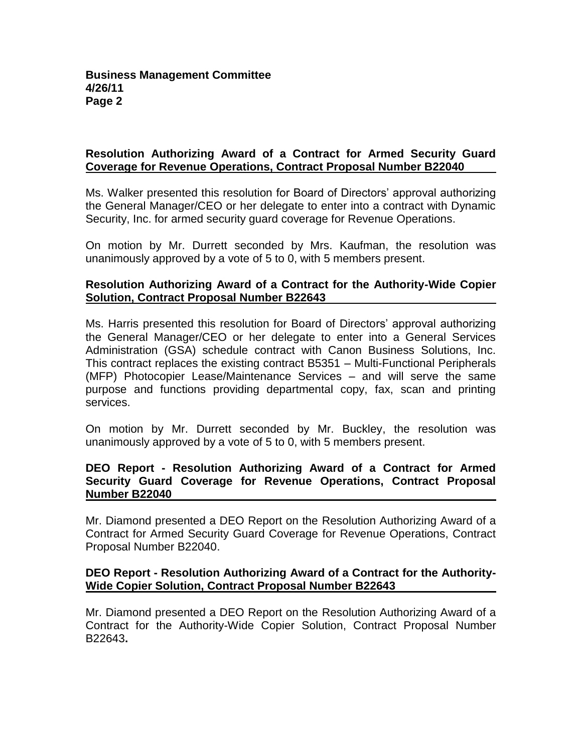### Resolution Authorizing Award of a Contract for Armed Security Guard Coverage for Revenue Operations, Contract Proposal Number B22040

Ms. Walker presented this resolution for Board of Directors' approval authorizing the General Manager/CEO or her delegate to enter into a contract with Dynamic Security, Inc. for armed security guard coverage for Revenue Operations.

On motion by Mr. Durrett seconded by Mrs. Kaufman, the resolution was unanimously approved by a vote of 5 to 0, with 5 members present.

### Resolution Authorizing Award of a Contract for the Authority-Wide Copier Solution, Contract Proposal Number B22643

Ms. Harris presented this resolution for Board of Directors' approval authorizing the General Manager/CEO or her delegate to enter into a General Services Administration (GSA) schedule contract with Canon Business Solutions, Inc. This contract replaces the existing contract B5351 – Multi-Functional Peripherals (MFP) Photocopier Lease/Maintenance Services – and will serve the same purpose and functions providing departmental copy, fax, scan and printing services.

On motion by Mr. Durrett seconded by Mr. Buckley, the resolution was unanimously approved by a vote of 5 to 0, with 5 members present.

### DEO Report - Resolution Authorizing Award of a Contract for Armed Security Guard Coverage for Revenue Operations, Contract Proposal Number B22040

Mr. Diamond presented a DEO Report on the Resolution Authorizing Award of a Contract for Armed Security Guard Coverage for Revenue Operations, Contract Proposal Number B22040.

### DEO Report - Resolution Authorizing Award of a Contract for the Authority-Wide Copier Solution, Contract Proposal Number B22643

Mr. Diamond presented a DEO Report on the Resolution Authorizing Award of a Contract for the Authority-Wide Copier Solution, Contract Proposal Number B22643**.**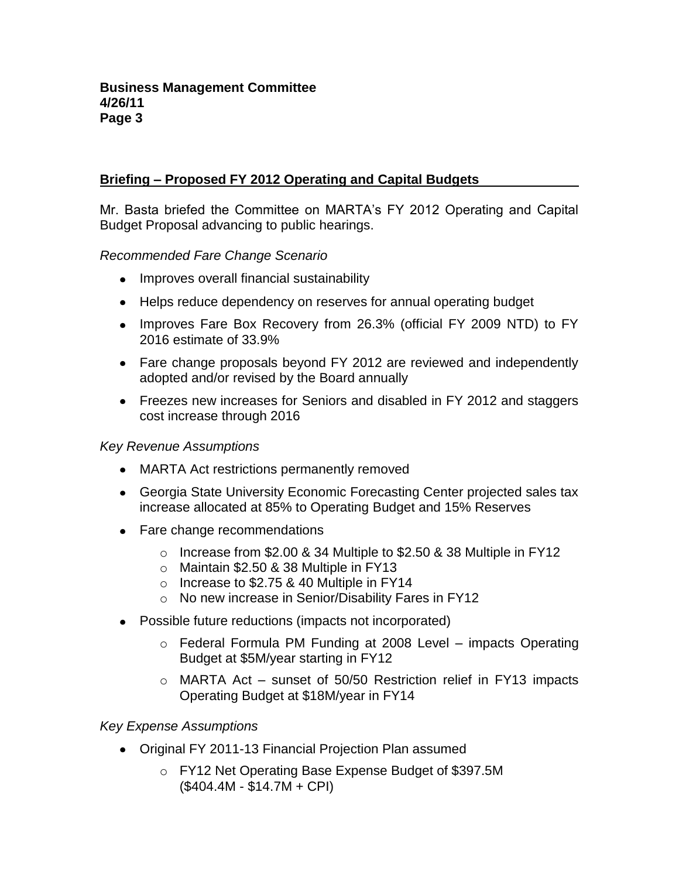## Briefing – Proposed FY 2012 Operating and Capital Budgets

Mr. Basta briefed the Committee on MARTA's FY 2012 Operating and Capital Budget Proposal advancing to public hearings.

*Recommended Fare Change Scenario*

- Improves overall financial sustainability
- Helps reduce dependency on reserves for annual operating budget
- Improves Fare Box Recovery from 26.3% (official FY 2009 NTD) to FY 2016 estimate of 33.9%
- Fare change proposals beyond FY 2012 are reviewed and independently adopted and/or revised by the Board annually
- Freezes new increases for Seniors and disabled in FY 2012 and staggers cost increase through 2016

*Key Revenue Assumptions*

- MARTA Act restrictions permanently removed
- Georgia State University Economic Forecasting Center projected sales tax increase allocated at 85% to Operating Budget and 15% Reserves
- Fare change recommendations
  - Increase from $2.00 & 34 Multiple to $2.50 & 38 Multiple in FY12
  - Maintain $2.50 & 38 Multiple in FY13
  - Increase to $2.75 & 40 Multiple in FY14
  - No new increase in Senior/Disability Fares in FY12
- Possible future reductions (impacts not incorporated)
  - Federal Formula PM Funding at 2008 Level – impacts Operating Budget at $5M/year starting in FY12
  - MARTA Act – sunset of 50/50 Restriction relief in FY13 impacts Operating Budget at $18M/year in FY14

*Key Expense Assumptions*

- Original FY 2011-13 Financial Projection Plan assumed
  - FY12 Net Operating Base Expense Budget of $397.5M ($404.4M - $14.7M + CPI)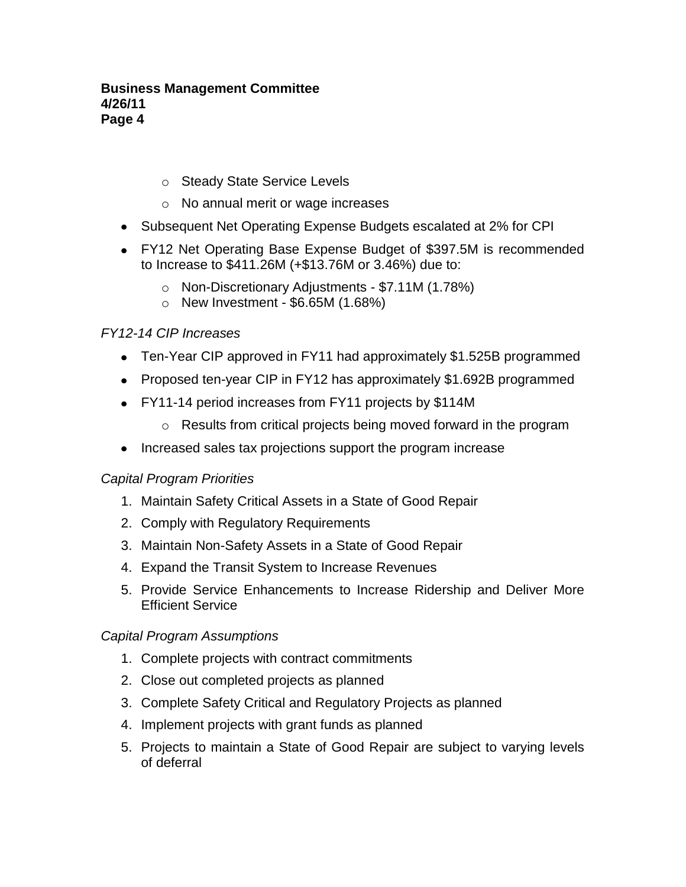- Steady State Service Levels
  - No annual merit or wage increases
- Subsequent Net Operating Expense Budgets escalated at 2% for CPI
- FY12 Net Operating Base Expense Budget of $397.5M is recommended to Increase to $411.26M (+$13.76M or 3.46%) due to:
  - Non-Discretionary Adjustments - $7.11M (1.78%)
  - New Investment - $6.65M (1.68%)

*FY12-14 CIP Increases*

- Ten-Year CIP approved in FY11 had approximately $1.525B programmed
- Proposed ten-year CIP in FY12 has approximately $1.692B programmed
- FY11-14 period increases from FY11 projects by $114M
  - Results from critical projects being moved forward in the program
- Increased sales tax projections support the program increase

*Capital Program Priorities*

1. Maintain Safety Critical Assets in a State of Good Repair
2. Comply with Regulatory Requirements
3. Maintain Non-Safety Assets in a State of Good Repair
4. Expand the Transit System to Increase Revenues
5. Provide Service Enhancements to Increase Ridership and Deliver More Efficient Service

*Capital Program Assumptions*

1. Complete projects with contract commitments
2. Close out completed projects as planned
3. Complete Safety Critical and Regulatory Projects as planned
4. Implement projects with grant funds as planned
5. Projects to maintain a State of Good Repair are subject to varying levels of deferral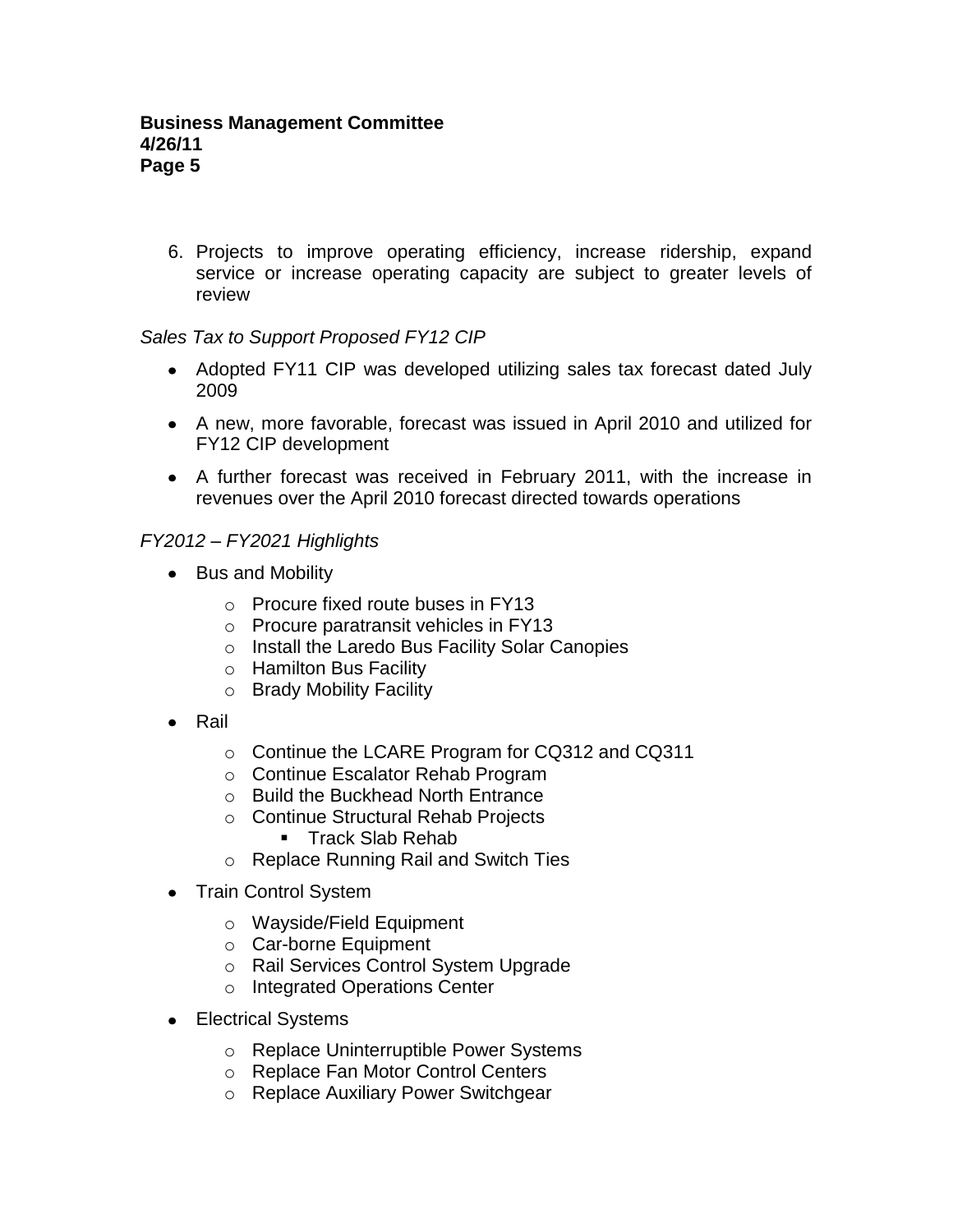6. Projects to improve operating efficiency, increase ridership, expand service or increase operating capacity are subject to greater levels of review

*Sales Tax to Support Proposed FY12 CIP*

- Adopted FY11 CIP was developed utilizing sales tax forecast dated July 2009
- A new, more favorable, forecast was issued in April 2010 and utilized for FY12 CIP development
- A further forecast was received in February 2011, with the increase in revenues over the April 2010 forecast directed towards operations

*FY2012 – FY2021 Highlights*

- Bus and Mobility
  - Procure fixed route buses in FY13
  - Procure paratransit vehicles in FY13
  - Install the Laredo Bus Facility Solar Canopies
  - Hamilton Bus Facility
  - Brady Mobility Facility
- Rail
  - Continue the LCARE Program for CQ312 and CQ311
  - Continue Escalator Rehab Program
  - Build the Buckhead North Entrance
  - Continue Structural Rehab Projects
    - Track Slab Rehab
  - Replace Running Rail and Switch Ties
- Train Control System
  - Wayside/Field Equipment
  - Car-borne Equipment
  - Rail Services Control System Upgrade
  - Integrated Operations Center
- Electrical Systems
  - Replace Uninterruptible Power Systems
  - Replace Fan Motor Control Centers
  - Replace Auxiliary Power Switchgear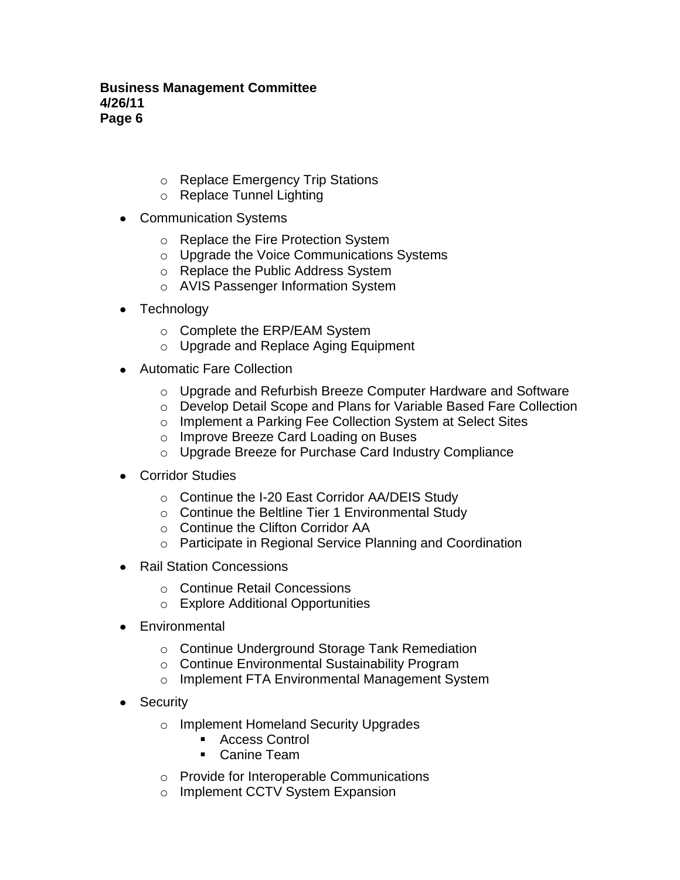- Replace Emergency Trip Stations
    - Replace Tunnel Lighting

- Communication Systems
    - Replace the Fire Protection System
    - Upgrade the Voice Communications Systems
    - Replace the Public Address System
    - AVIS Passenger Information System

- Technology
    - Complete the ERP/EAM System
    - Upgrade and Replace Aging Equipment

- Automatic Fare Collection
    - Upgrade and Refurbish Breeze Computer Hardware and Software
    - Develop Detail Scope and Plans for Variable Based Fare Collection
    - Implement a Parking Fee Collection System at Select Sites
    - Improve Breeze Card Loading on Buses
    - Upgrade Breeze for Purchase Card Industry Compliance

- Corridor Studies
    - Continue the I-20 East Corridor AA/DEIS Study
    - Continue the Beltline Tier 1 Environmental Study
    - Continue the Clifton Corridor AA
    - Participate in Regional Service Planning and Coordination

- Rail Station Concessions
    - Continue Retail Concessions
    - Explore Additional Opportunities

- Environmental
    - Continue Underground Storage Tank Remediation
    - Continue Environmental Sustainability Program
    - Implement FTA Environmental Management System

- Security
    - Implement Homeland Security Upgrades
        - Access Control
        - Canine Team
    - Provide for Interoperable Communications
    - Implement CCTV System Expansion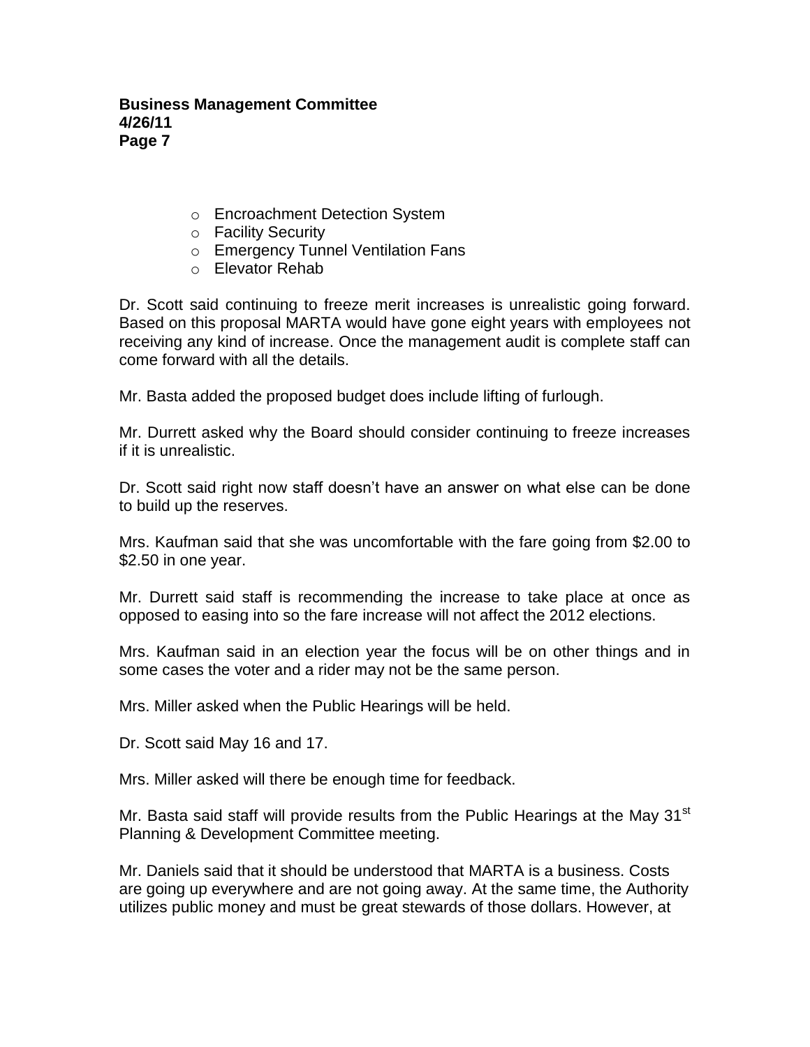- Encroachment Detection System
- Facility Security
- Emergency Tunnel Ventilation Fans
- Elevator Rehab

Dr. Scott said continuing to freeze merit increases is unrealistic going forward. Based on this proposal MARTA would have gone eight years with employees not receiving any kind of increase. Once the management audit is complete staff can come forward with all the details.

Mr. Basta added the proposed budget does include lifting of furlough.

Mr. Durrett asked why the Board should consider continuing to freeze increases if it is unrealistic.

Dr. Scott said right now staff doesn't have an answer on what else can be done to build up the reserves.

Mrs. Kaufman said that she was uncomfortable with the fare going from $2.00 to $2.50 in one year.

Mr. Durrett said staff is recommending the increase to take place at once as opposed to easing into so the fare increase will not affect the 2012 elections.

Mrs. Kaufman said in an election year the focus will be on other things and in some cases the voter and a rider may not be the same person.

Mrs. Miller asked when the Public Hearings will be held.

Dr. Scott said May 16 and 17.

Mrs. Miller asked will there be enough time for feedback.

Mr. Basta said staff will provide results from the Public Hearings at the May 31st Planning & Development Committee meeting.

Mr. Daniels said that it should be understood that MARTA is a business. Costs are going up everywhere and are not going away. At the same time, the Authority utilizes public money and must be great stewards of those dollars. However, at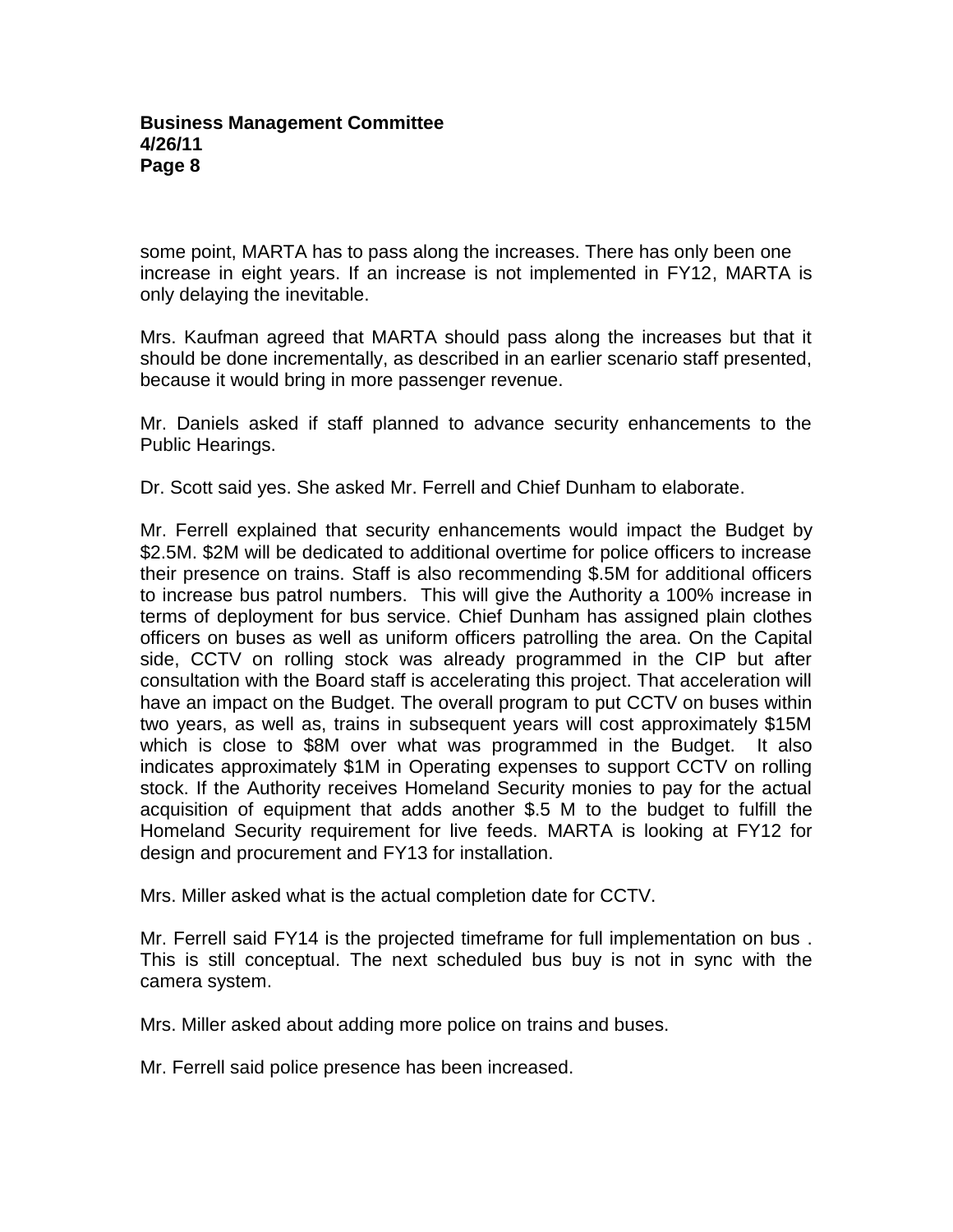some point, MARTA has to pass along the increases. There has only been one increase in eight years. If an increase is not implemented in FY12, MARTA is only delaying the inevitable.

Mrs. Kaufman agreed that MARTA should pass along the increases but that it should be done incrementally, as described in an earlier scenario staff presented, because it would bring in more passenger revenue.

Mr. Daniels asked if staff planned to advance security enhancements to the Public Hearings.

Dr. Scott said yes. She asked Mr. Ferrell and Chief Dunham to elaborate.

Mr. Ferrell explained that security enhancements would impact the Budget by $2.5M. $2M will be dedicated to additional overtime for police officers to increase their presence on trains. Staff is also recommending $.5M for additional officers to increase bus patrol numbers. This will give the Authority a 100% increase in terms of deployment for bus service. Chief Dunham has assigned plain clothes officers on buses as well as uniform officers patrolling the area. On the Capital side, CCTV on rolling stock was already programmed in the CIP but after consultation with the Board staff is accelerating this project. That acceleration will have an impact on the Budget. The overall program to put CCTV on buses within two years, as well as, trains in subsequent years will cost approximately $15M which is close to $8M over what was programmed in the Budget. It also indicates approximately $1M in Operating expenses to support CCTV on rolling stock. If the Authority receives Homeland Security monies to pay for the actual acquisition of equipment that adds another $.5 M to the budget to fulfill the Homeland Security requirement for live feeds. MARTA is looking at FY12 for design and procurement and FY13 for installation.

Mrs. Miller asked what is the actual completion date for CCTV.

Mr. Ferrell said FY14 is the projected timeframe for full implementation on bus . This is still conceptual. The next scheduled bus buy is not in sync with the camera system.

Mrs. Miller asked about adding more police on trains and buses.

Mr. Ferrell said police presence has been increased.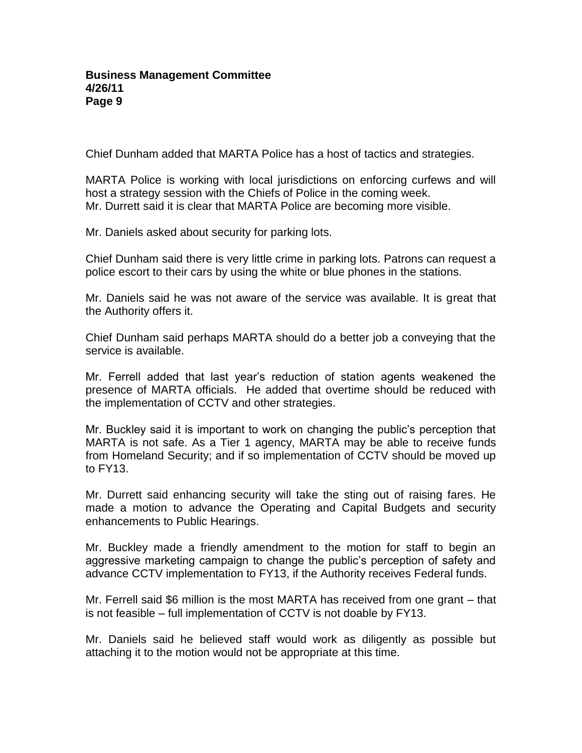Chief Dunham added that MARTA Police has a host of tactics and strategies.

MARTA Police is working with local jurisdictions on enforcing curfews and will host a strategy session with the Chiefs of Police in the coming week.
Mr. Durrett said it is clear that MARTA Police are becoming more visible.

Mr. Daniels asked about security for parking lots.

Chief Dunham said there is very little crime in parking lots. Patrons can request a police escort to their cars by using the white or blue phones in the stations.

Mr. Daniels said he was not aware of the service was available. It is great that the Authority offers it.

Chief Dunham said perhaps MARTA should do a better job a conveying that the service is available.

Mr. Ferrell added that last year's reduction of station agents weakened the presence of MARTA officials. He added that overtime should be reduced with the implementation of CCTV and other strategies.

Mr. Buckley said it is important to work on changing the public's perception that MARTA is not safe. As a Tier 1 agency, MARTA may be able to receive funds from Homeland Security; and if so implementation of CCTV should be moved up to FY13.

Mr. Durrett said enhancing security will take the sting out of raising fares. He made a motion to advance the Operating and Capital Budgets and security enhancements to Public Hearings.

Mr. Buckley made a friendly amendment to the motion for staff to begin an aggressive marketing campaign to change the public's perception of safety and advance CCTV implementation to FY13, if the Authority receives Federal funds.

Mr. Ferrell said $6 million is the most MARTA has received from one grant – that is not feasible – full implementation of CCTV is not doable by FY13.

Mr. Daniels said he believed staff would work as diligently as possible but attaching it to the motion would not be appropriate at this time.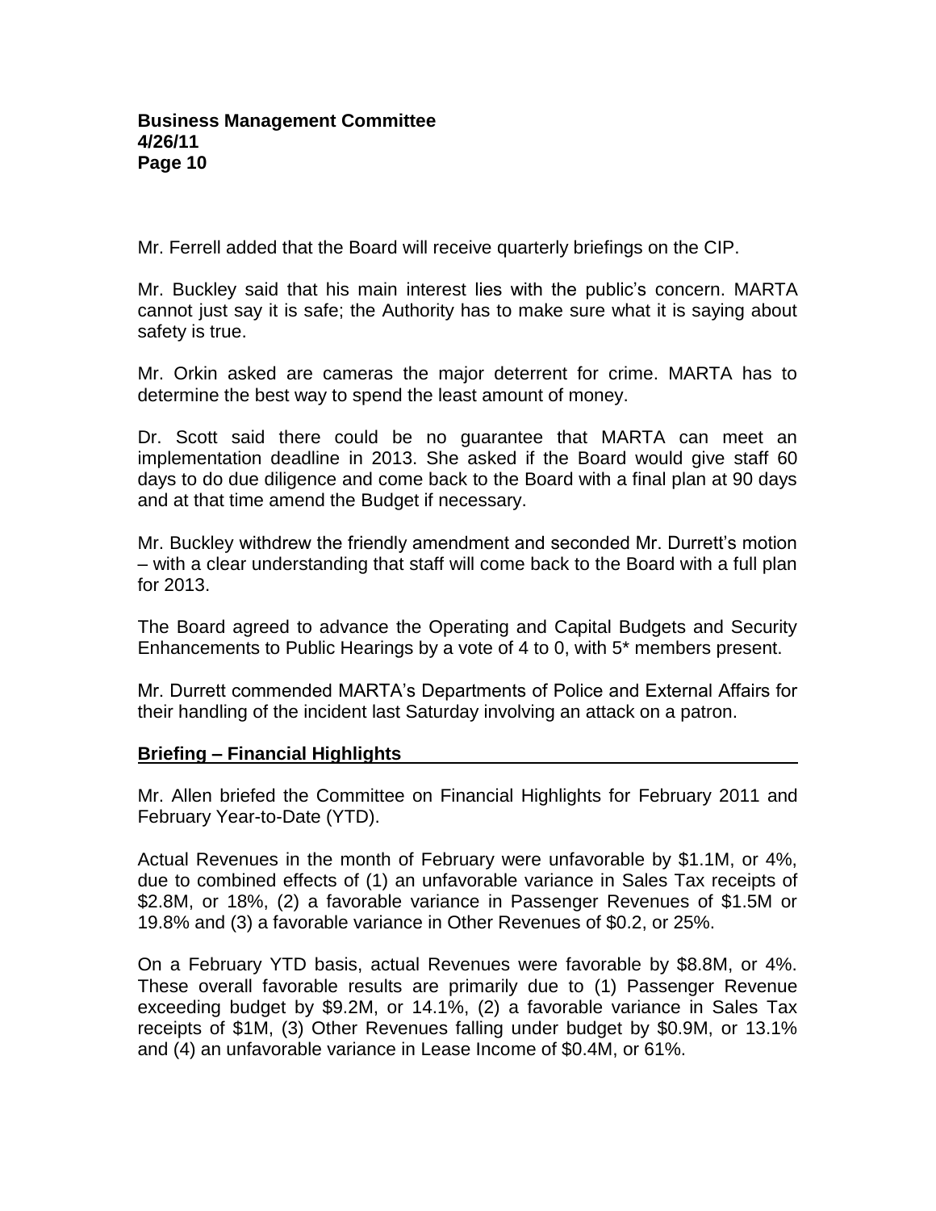Mr. Ferrell added that the Board will receive quarterly briefings on the CIP.

Mr. Buckley said that his main interest lies with the public's concern. MARTA cannot just say it is safe; the Authority has to make sure what it is saying about safety is true.

Mr. Orkin asked are cameras the major deterrent for crime. MARTA has to determine the best way to spend the least amount of money.

Dr. Scott said there could be no guarantee that MARTA can meet an implementation deadline in 2013. She asked if the Board would give staff 60 days to do due diligence and come back to the Board with a final plan at 90 days and at that time amend the Budget if necessary.

Mr. Buckley withdrew the friendly amendment and seconded Mr. Durrett's motion – with a clear understanding that staff will come back to the Board with a full plan for 2013.

The Board agreed to advance the Operating and Capital Budgets and Security Enhancements to Public Hearings by a vote of 4 to 0, with 5* members present.

Mr. Durrett commended MARTA's Departments of Police and External Affairs for their handling of the incident last Saturday involving an attack on a patron.

**Briefing – Financial Highlights**

Mr. Allen briefed the Committee on Financial Highlights for February 2011 and February Year-to-Date (YTD).

Actual Revenues in the month of February were unfavorable by $1.1M, or 4%, due to combined effects of (1) an unfavorable variance in Sales Tax receipts of $2.8M, or 18%, (2) a favorable variance in Passenger Revenues of $1.5M or 19.8% and (3) a favorable variance in Other Revenues of $0.2, or 25%.

On a February YTD basis, actual Revenues were favorable by $8.8M, or 4%. These overall favorable results are primarily due to (1) Passenger Revenue exceeding budget by $9.2M, or 14.1%, (2) a favorable variance in Sales Tax receipts of $1M, (3) Other Revenues falling under budget by $0.9M, or 13.1% and (4) an unfavorable variance in Lease Income of $0.4M, or 61%.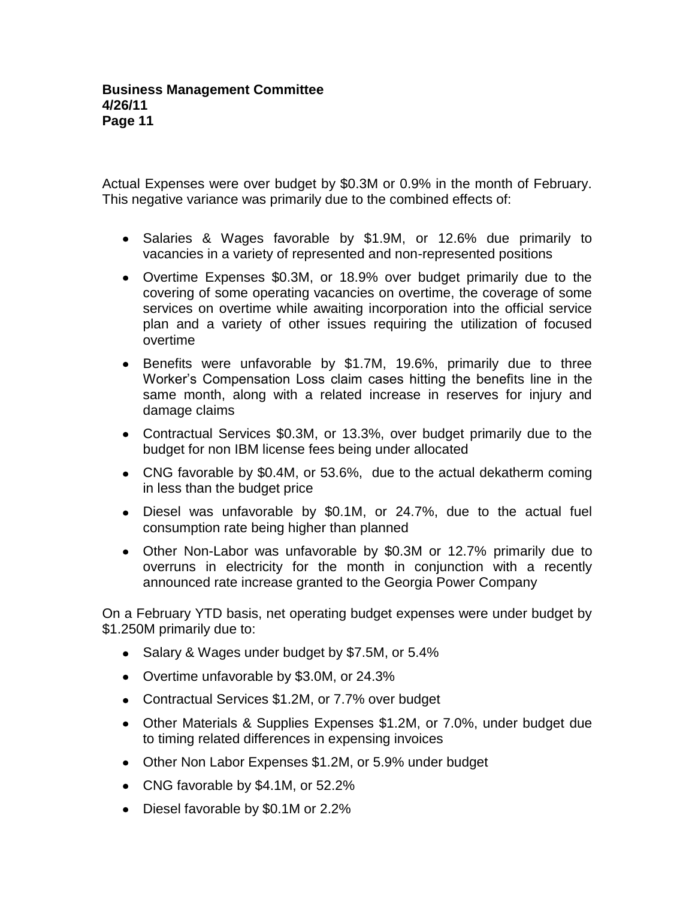Actual Expenses were over budget by $0.3M or 0.9% in the month of February. This negative variance was primarily due to the combined effects of:

- Salaries & Wages favorable by $1.9M, or 12.6% due primarily to vacancies in a variety of represented and non-represented positions
- Overtime Expenses $0.3M, or 18.9% over budget primarily due to the covering of some operating vacancies on overtime, the coverage of some services on overtime while awaiting incorporation into the official service plan and a variety of other issues requiring the utilization of focused overtime
- Benefits were unfavorable by $1.7M, 19.6%, primarily due to three Worker's Compensation Loss claim cases hitting the benefits line in the same month, along with a related increase in reserves for injury and damage claims
- Contractual Services $0.3M, or 13.3%, over budget primarily due to the budget for non IBM license fees being under allocated
- CNG favorable by $0.4M, or 53.6%, due to the actual dekatherm coming in less than the budget price
- Diesel was unfavorable by $0.1M, or 24.7%, due to the actual fuel consumption rate being higher than planned
- Other Non-Labor was unfavorable by $0.3M or 12.7% primarily due to overruns in electricity for the month in conjunction with a recently announced rate increase granted to the Georgia Power Company

On a February YTD basis, net operating budget expenses were under budget by $1.250M primarily due to:

- Salary & Wages under budget by $7.5M, or 5.4%
- Overtime unfavorable by $3.0M, or 24.3%
- Contractual Services $1.2M, or 7.7% over budget
- Other Materials & Supplies Expenses $1.2M, or 7.0%, under budget due to timing related differences in expensing invoices
- Other Non Labor Expenses $1.2M, or 5.9% under budget
- CNG favorable by $4.1M, or 52.2%
- Diesel favorable by $0.1M or 2.2%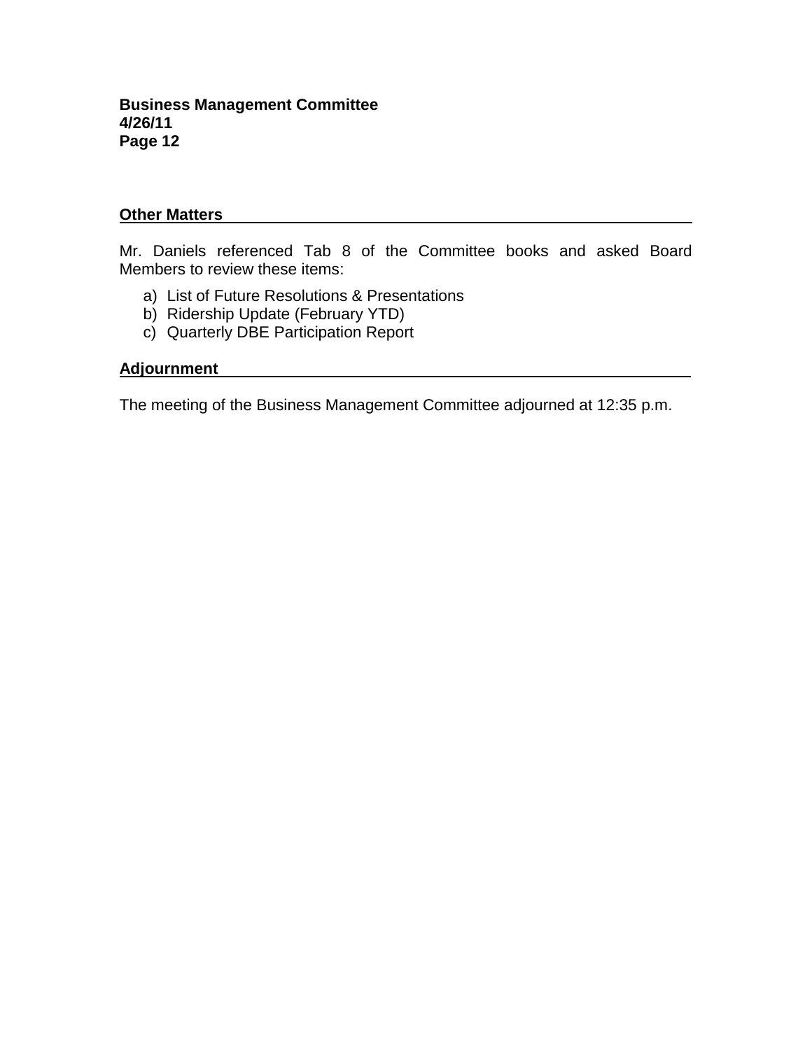## Other Matters

Mr. Daniels referenced Tab 8 of the Committee books and asked Board Members to review these items:

a) List of Future Resolutions & Presentations
b) Ridership Update (February YTD)
c) Quarterly DBE Participation Report

## Adjournment

The meeting of the Business Management Committee adjourned at 12:35 p.m.